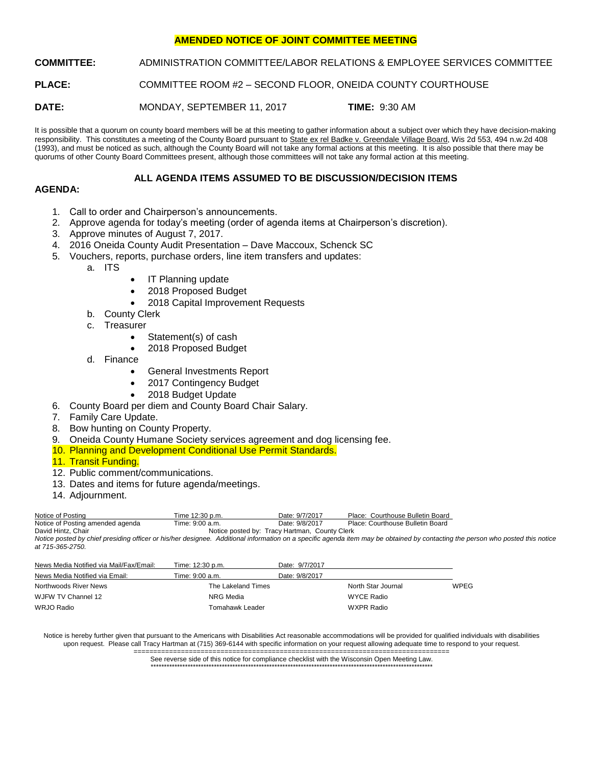# AMENDED NOTICE OF JOINT COMMITTEE MEETING

**COMMITTEE:** ADMINISTRATION COMMITTEE/LABOR RELATIONS & EMPLOYEE SERVICES COMMITTEE

**PLACE:** COMMITTEE ROOM #2 – SECOND FLOOR, ONEIDA COUNTY COURTHOUSE

**DATE:** MONDAY, SEPTEMBER 11, 2017 **TIME:** 9:30 AM

It is possible that a quorum on county board members will be at this meeting to gather information about a subject over which they have decision-making responsibility. This constitutes a meeting of the County Board pursuant to State ex rel Badke v. Greendale Village Board, Wis 2d 553, 494 n.w.2d 408 (1993), and must be noticed as such, although the County Board will not take any formal actions at this meeting. It is also possible that there may be quorums of other County Board Committees present, although those committees will not take any formal action at this meeting.

**ALL AGENDA ITEMS ASSUMED TO BE DISCUSSION/DECISION ITEMS**

**AGENDA:**

1. Call to order and Chairperson's announcements.
2. Approve agenda for today's meeting (order of agenda items at Chairperson's discretion).
3. Approve minutes of August 7, 2017.
4. 2016 Oneida County Audit Presentation – Dave Maccoux, Schenck SC
5. Vouchers, reports, purchase orders, line item transfers and updates:
   a. ITS
      - IT Planning update
      - 2018 Proposed Budget
      - 2018 Capital Improvement Requests
   b. County Clerk
   c. Treasurer
      - Statement(s) of cash
      - 2018 Proposed Budget
   d. Finance
      - General Investments Report
      - 2017 Contingency Budget
      - 2018 Budget Update
6. County Board per diem and County Board Chair Salary.
7. Family Care Update.
8. Bow hunting on County Property.
9. Oneida County Humane Society services agreement and dog licensing fee.
10. Planning and Development Conditional Use Permit Standards.
11. Transit Funding.
12. Public comment/communications.
13. Dates and items for future agenda/meetings.
14. Adjournment.

| | | | |
|---|---|---|---|
| Notice of Posting | Time 12:30 p.m. | Date: 9/7/2017 | Place: Courthouse Bulletin Board |
| Notice of Posting amended agenda | Time: 9:00 a.m. | Date: 9/8/2017 | Place: Courthouse Bulletin Board |
| David Hintz, Chair | Notice posted by: Tracy Hartman, County Clerk | | |

*Notice posted by chief presiding officer or his/her designee. Additional information on a specific agenda item may be obtained by contacting the person who posted this notice at 715-365-2750.*

| News Media Notified via Mail/Fax/Email: | Time: 12:30 p.m. | Date: 9/7/2017 | |
|---|---|---|---|
| News Media Notified via Email: | Time: 9:00 a.m. | Date: 9/8/2017 | |
| Northwoods River News | The Lakeland Times | North Star Journal | WPEG |
| WJFW TV Channel 12 | NRG Media | WYCE Radio | |
| WRJO Radio | Tomahawk Leader | WXPR Radio | |

Notice is hereby further given that pursuant to the Americans with Disabilities Act reasonable accommodations will be provided for qualified individuals with disabilities upon request. Please call Tracy Hartman at (715) 369-6144 with specific information on your request allowing adequate time to respond to your request.

See reverse side of this notice for compliance checklist with the Wisconsin Open Meeting Law.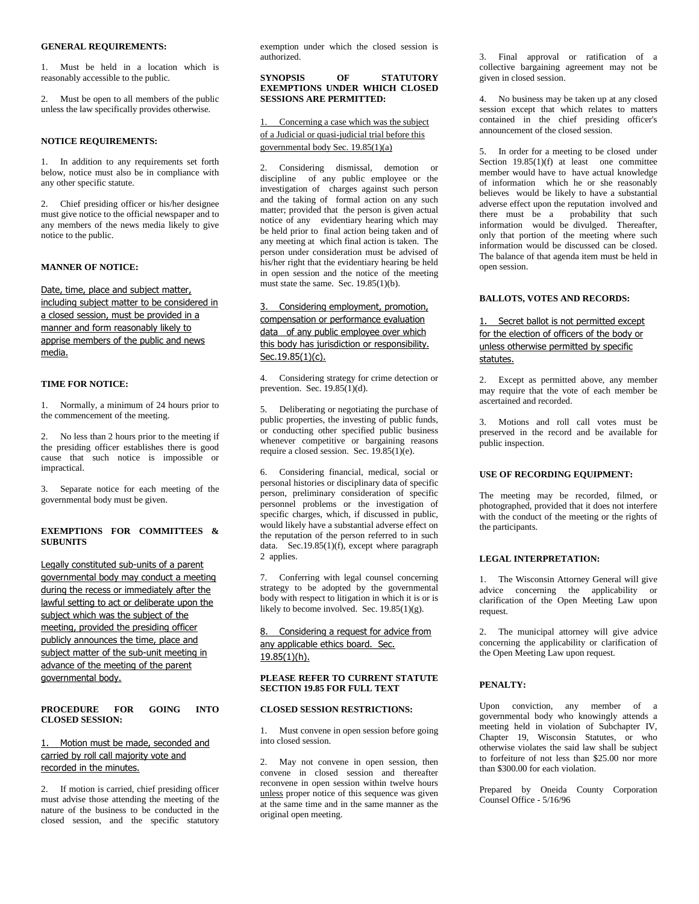**GENERAL REQUIREMENTS:**

1. Must be held in a location which is reasonably accessible to the public.

2. Must be open to all members of the public unless the law specifically provides otherwise.

**NOTICE REQUIREMENTS:**

1. In addition to any requirements set forth below, notice must also be in compliance with any other specific statute.

2. Chief presiding officer or his/her designee must give notice to the official newspaper and to any members of the news media likely to give notice to the public.

**MANNER OF NOTICE:**

Date, time, place and subject matter, including subject matter to be considered in a closed session, must be provided in a manner and form reasonably likely to apprise members of the public and news media.

**TIME FOR NOTICE:**

1. Normally, a minimum of 24 hours prior to the commencement of the meeting.

2. No less than 2 hours prior to the meeting if the presiding officer establishes there is good cause that such notice is impossible or impractical.

3. Separate notice for each meeting of the governmental body must be given.

**EXEMPTIONS FOR COMMITTEES & SUBUNITS**

Legally constituted sub-units of a parent governmental body may conduct a meeting during the recess or immediately after the lawful setting to act or deliberate upon the subject which was the subject of the meeting, provided the presiding officer publicly announces the time, place and subject matter of the sub-unit meeting in advance of the meeting of the parent governmental body.

**PROCEDURE FOR GOING INTO CLOSED SESSION:**

1. Motion must be made, seconded and carried by roll call majority vote and recorded in the minutes.

2. If motion is carried, chief presiding officer must advise those attending the meeting of the nature of the business to be conducted in the closed session, and the specific statutory exemption under which the closed session is authorized.

**SYNOPSIS OF STATUTORY EXEMPTIONS UNDER WHICH CLOSED SESSIONS ARE PERMITTED:**

1. Concerning a case which was the subject of a Judicial or quasi-judicial trial before this governmental body Sec. 19.85(1)(a)

2. Considering dismissal, demotion or discipline of any public employee or the investigation of charges against such person and the taking of formal action on any such matter; provided that the person is given actual notice of any evidentiary hearing which may be held prior to final action being taken and of any meeting at which final action is taken. The person under consideration must be advised of his/her right that the evidentiary hearing be held in open session and the notice of the meeting must state the same. Sec. 19.85(1)(b).

3. Considering employment, promotion, compensation or performance evaluation data of any public employee over which this body has jurisdiction or responsibility. Sec.19.85(1)(c).

4. Considering strategy for crime detection or prevention. Sec. 19.85(1)(d).

5. Deliberating or negotiating the purchase of public properties, the investing of public funds, or conducting other specified public business whenever competitive or bargaining reasons require a closed session. Sec. 19.85(1)(e).

6. Considering financial, medical, social or personal histories or disciplinary data of specific person, preliminary consideration of specific personnel problems or the investigation of specific charges, which, if discussed in public, would likely have a substantial adverse effect on the reputation of the person referred to in such data. Sec.19.85(1)(f), except where paragraph 2 applies.

7. Conferring with legal counsel concerning strategy to be adopted by the governmental body with respect to litigation in which it is or is likely to become involved. Sec. 19.85(1)(g).

8. Considering a request for advice from any applicable ethics board. Sec. 19.85(1)(h).

**PLEASE REFER TO CURRENT STATUTE SECTION 19.85 FOR FULL TEXT**

**CLOSED SESSION RESTRICTIONS:**

1. Must convene in open session before going into closed session.

2. May not convene in open session, then convene in closed session and thereafter reconvene in open session within twelve hours unless proper notice of this sequence was given at the same time and in the same manner as the original open meeting.

3. Final approval or ratification of a collective bargaining agreement may not be given in closed session.

4. No business may be taken up at any closed session except that which relates to matters contained in the chief presiding officer's announcement of the closed session.

5. In order for a meeting to be closed under Section 19.85(1)(f) at least one committee member would have to have actual knowledge of information which he or she reasonably believes would be likely to have a substantial adverse effect upon the reputation involved and there must be a probability that such information would be divulged. Thereafter, only that portion of the meeting where such information would be discussed can be closed. The balance of that agenda item must be held in open session.

**BALLOTS, VOTES AND RECORDS:**

1. Secret ballot is not permitted except for the election of officers of the body or unless otherwise permitted by specific statutes.

2. Except as permitted above, any member may require that the vote of each member be ascertained and recorded.

3. Motions and roll call votes must be preserved in the record and be available for public inspection.

**USE OF RECORDING EQUIPMENT:**

The meeting may be recorded, filmed, or photographed, provided that it does not interfere with the conduct of the meeting or the rights of the participants.

**LEGAL INTERPRETATION:**

1. The Wisconsin Attorney General will give advice concerning the applicability or clarification of the Open Meeting Law upon request.

2. The municipal attorney will give advice concerning the applicability or clarification of the Open Meeting Law upon request.

**PENALTY:**

Upon conviction, any member of a governmental body who knowingly attends a meeting held in violation of Subchapter IV, Chapter 19, Wisconsin Statutes, or who otherwise violates the said law shall be subject to forfeiture of not less than $25.00 nor more than $300.00 for each violation.

Prepared by Oneida County Corporation Counsel Office - 5/16/96